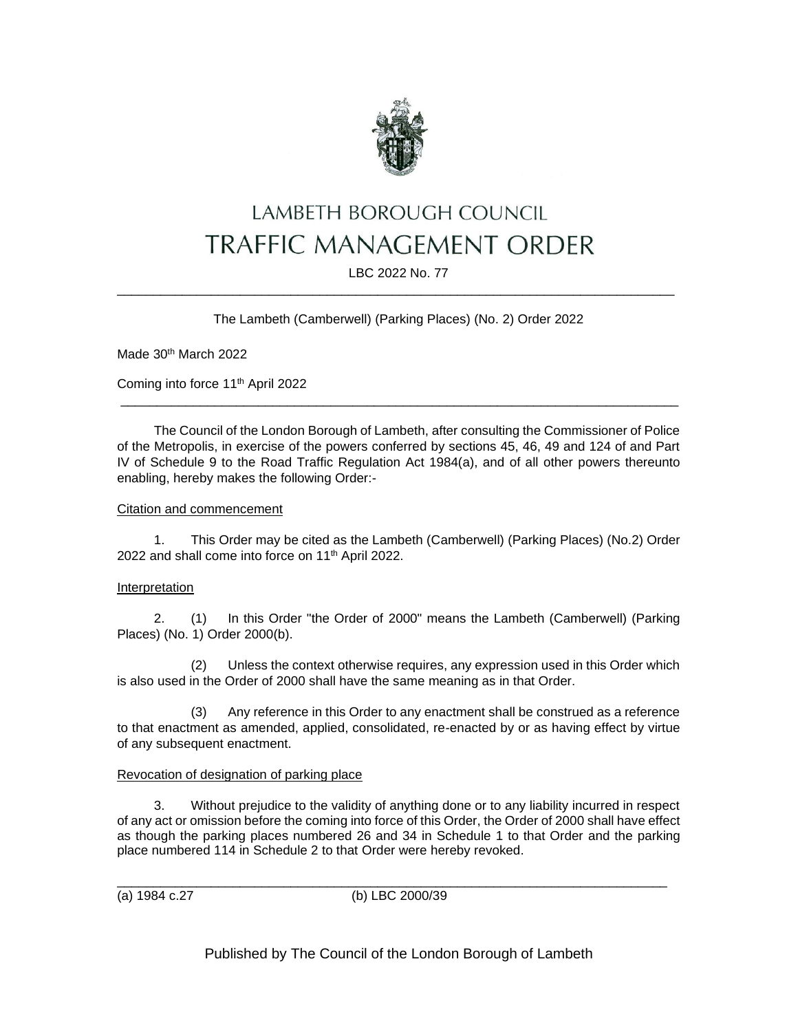# LAMBETH BOROUGH COUNCIL
# TRAFFIC MANAGEMENT ORDER

LBC 2022 No. 77

---

The Lambeth (Camberwell) (Parking Places) (No. 2) Order 2022

Made 30th March 2022

Coming into force 11th April 2022

---

The Council of the London Borough of Lambeth, after consulting the Commissioner of Police of the Metropolis, in exercise of the powers conferred by sections 45, 46, 49 and 124 of and Part IV of Schedule 9 to the Road Traffic Regulation Act 1984(a), and of all other powers thereunto enabling, hereby makes the following Order:-

Citation and commencement

1. This Order may be cited as the Lambeth (Camberwell) (Parking Places) (No.2) Order 2022 and shall come into force on 11th April 2022.

Interpretation

2. (1) In this Order "the Order of 2000" means the Lambeth (Camberwell) (Parking Places) (No. 1) Order 2000(b).

(2) Unless the context otherwise requires, any expression used in this Order which is also used in the Order of 2000 shall have the same meaning as in that Order.

(3) Any reference in this Order to any enactment shall be construed as a reference to that enactment as amended, applied, consolidated, re-enacted by or as having effect by virtue of any subsequent enactment.

Revocation of designation of parking place

3. Without prejudice to the validity of anything done or to any liability incurred in respect of any act or omission before the coming into force of this Order, the Order of 2000 shall have effect as though the parking places numbered 26 and 34 in Schedule 1 to that Order and the parking place numbered 114 in Schedule 2 to that Order were hereby revoked.

---

(a) 1984 c.27 (b) LBC 2000/39

Published by The Council of the London Borough of Lambeth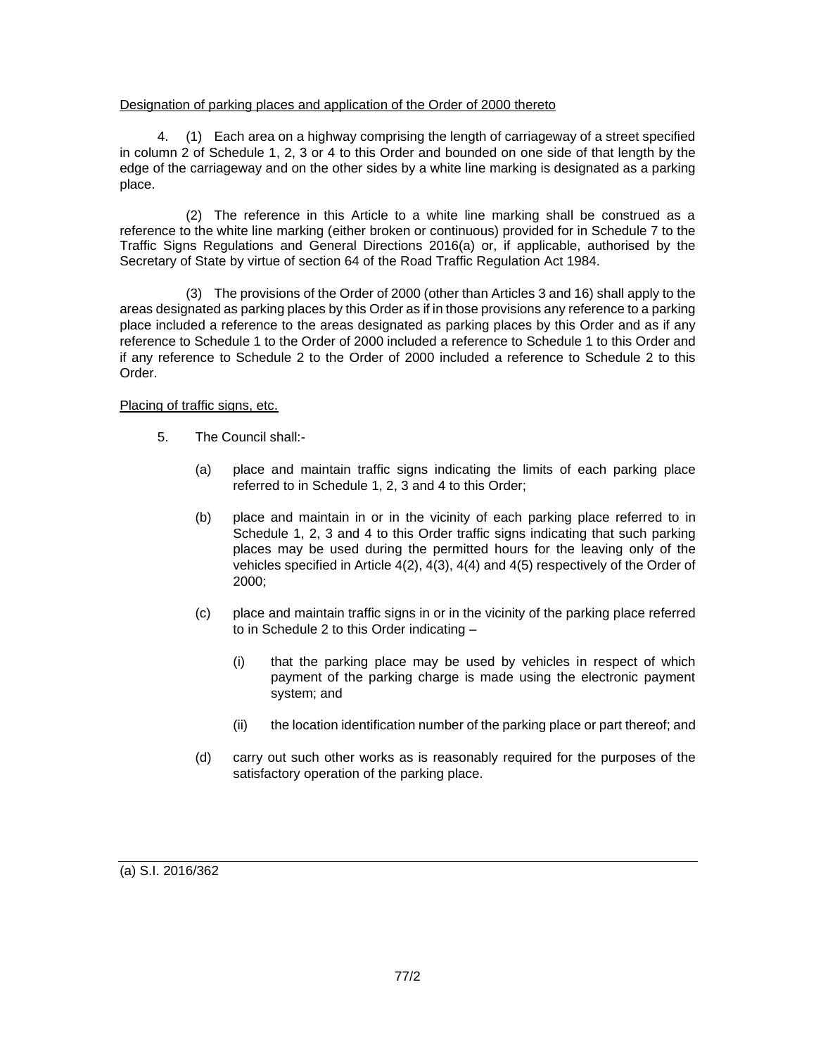Designation of parking places and application of the Order of 2000 thereto

4. (1) Each area on a highway comprising the length of carriageway of a street specified in column 2 of Schedule 1, 2, 3 or 4 to this Order and bounded on one side of that length by the edge of the carriageway and on the other sides by a white line marking is designated as a parking place.

(2) The reference in this Article to a white line marking shall be construed as a reference to the white line marking (either broken or continuous) provided for in Schedule 7 to the Traffic Signs Regulations and General Directions 2016(a) or, if applicable, authorised by the Secretary of State by virtue of section 64 of the Road Traffic Regulation Act 1984.

(3) The provisions of the Order of 2000 (other than Articles 3 and 16) shall apply to the areas designated as parking places by this Order as if in those provisions any reference to a parking place included a reference to the areas designated as parking places by this Order and as if any reference to Schedule 1 to the Order of 2000 included a reference to Schedule 1 to this Order and if any reference to Schedule 2 to the Order of 2000 included a reference to Schedule 2 to this Order.

Placing of traffic signs, etc.

5. The Council shall:-

(a) place and maintain traffic signs indicating the limits of each parking place referred to in Schedule 1, 2, 3 and 4 to this Order;

(b) place and maintain in or in the vicinity of each parking place referred to in Schedule 1, 2, 3 and 4 to this Order traffic signs indicating that such parking places may be used during the permitted hours for the leaving only of the vehicles specified in Article 4(2), 4(3), 4(4) and 4(5) respectively of the Order of 2000;

(c) place and maintain traffic signs in or in the vicinity of the parking place referred to in Schedule 2 to this Order indicating –

(i) that the parking place may be used by vehicles in respect of which payment of the parking charge is made using the electronic payment system; and

(ii) the location identification number of the parking place or part thereof; and

(d) carry out such other works as is reasonably required for the purposes of the satisfactory operation of the parking place.

(a) S.I. 2016/362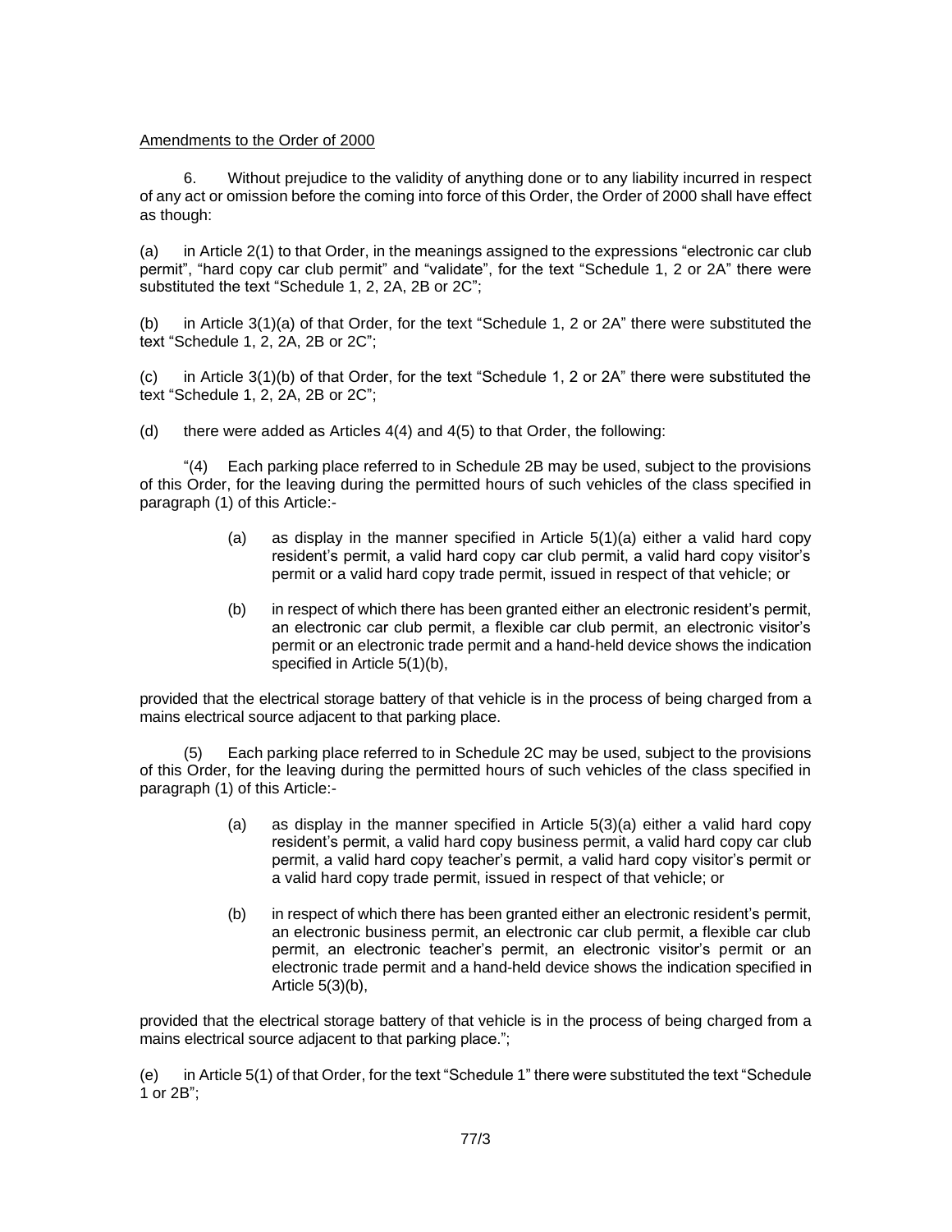Amendments to the Order of 2000

6. Without prejudice to the validity of anything done or to any liability incurred in respect of any act or omission before the coming into force of this Order, the Order of 2000 shall have effect as though:

(a) in Article 2(1) to that Order, in the meanings assigned to the expressions "electronic car club permit", "hard copy car club permit" and "validate", for the text "Schedule 1, 2 or 2A" there were substituted the text "Schedule 1, 2, 2A, 2B or 2C";

(b) in Article 3(1)(a) of that Order, for the text "Schedule 1, 2 or 2A" there were substituted the text "Schedule 1, 2, 2A, 2B or 2C";

(c) in Article 3(1)(b) of that Order, for the text "Schedule 1, 2 or 2A" there were substituted the text "Schedule 1, 2, 2A, 2B or 2C";

(d) there were added as Articles 4(4) and 4(5) to that Order, the following:

"(4) Each parking place referred to in Schedule 2B may be used, subject to the provisions of this Order, for the leaving during the permitted hours of such vehicles of the class specified in paragraph (1) of this Article:-

> (a) as display in the manner specified in Article 5(1)(a) either a valid hard copy resident's permit, a valid hard copy car club permit, a valid hard copy visitor's permit or a valid hard copy trade permit, issued in respect of that vehicle; or
>
> (b) in respect of which there has been granted either an electronic resident's permit, an electronic car club permit, a flexible car club permit, an electronic visitor's permit or an electronic trade permit and a hand-held device shows the indication specified in Article 5(1)(b),

provided that the electrical storage battery of that vehicle is in the process of being charged from a mains electrical source adjacent to that parking place.

(5) Each parking place referred to in Schedule 2C may be used, subject to the provisions of this Order, for the leaving during the permitted hours of such vehicles of the class specified in paragraph (1) of this Article:-

> (a) as display in the manner specified in Article 5(3)(a) either a valid hard copy resident's permit, a valid hard copy business permit, a valid hard copy car club permit, a valid hard copy teacher's permit, a valid hard copy visitor's permit or a valid hard copy trade permit, issued in respect of that vehicle; or
>
> (b) in respect of which there has been granted either an electronic resident's permit, an electronic business permit, an electronic car club permit, a flexible car club permit, an electronic teacher's permit, an electronic visitor's permit or an electronic trade permit and a hand-held device shows the indication specified in Article 5(3)(b),

provided that the electrical storage battery of that vehicle is in the process of being charged from a mains electrical source adjacent to that parking place.";

(e) in Article 5(1) of that Order, for the text "Schedule 1" there were substituted the text "Schedule 1 or 2B";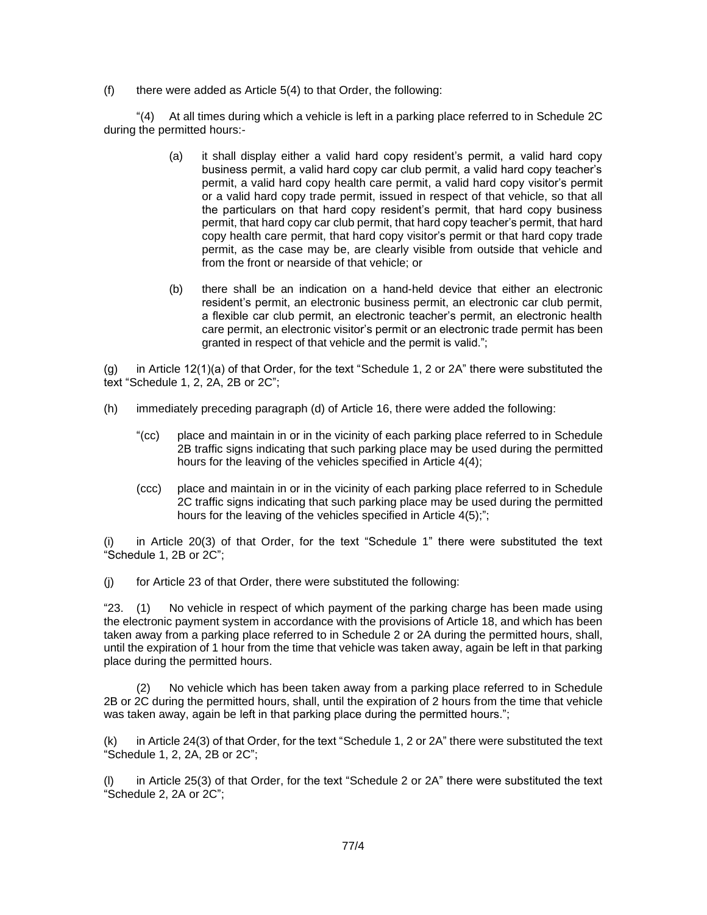(f) there were added as Article 5(4) to that Order, the following:

"(4) At all times during which a vehicle is left in a parking place referred to in Schedule 2C during the permitted hours:-

> (a) it shall display either a valid hard copy resident's permit, a valid hard copy business permit, a valid hard copy car club permit, a valid hard copy teacher's permit, a valid hard copy health care permit, a valid hard copy visitor's permit or a valid hard copy trade permit, issued in respect of that vehicle, so that all the particulars on that hard copy resident's permit, that hard copy business permit, that hard copy car club permit, that hard copy teacher's permit, that hard copy health care permit, that hard copy visitor's permit or that hard copy trade permit, as the case may be, are clearly visible from outside that vehicle and from the front or nearside of that vehicle; or
>
> (b) there shall be an indication on a hand-held device that either an electronic resident's permit, an electronic business permit, an electronic car club permit, a flexible car club permit, an electronic teacher's permit, an electronic health care permit, an electronic visitor's permit or an electronic trade permit has been granted in respect of that vehicle and the permit is valid.";

(g) in Article 12(1)(a) of that Order, for the text "Schedule 1, 2 or 2A" there were substituted the text "Schedule 1, 2, 2A, 2B or 2C";

(h) immediately preceding paragraph (d) of Article 16, there were added the following:

> "(cc) place and maintain in or in the vicinity of each parking place referred to in Schedule 2B traffic signs indicating that such parking place may be used during the permitted hours for the leaving of the vehicles specified in Article 4(4);
>
> (ccc) place and maintain in or in the vicinity of each parking place referred to in Schedule 2C traffic signs indicating that such parking place may be used during the permitted hours for the leaving of the vehicles specified in Article 4(5);";

(i) in Article 20(3) of that Order, for the text "Schedule 1" there were substituted the text "Schedule 1, 2B or 2C";

(j) for Article 23 of that Order, there were substituted the following:

"23. (1) No vehicle in respect of which payment of the parking charge has been made using the electronic payment system in accordance with the provisions of Article 18, and which has been taken away from a parking place referred to in Schedule 2 or 2A during the permitted hours, shall, until the expiration of 1 hour from the time that vehicle was taken away, again be left in that parking place during the permitted hours.

(2) No vehicle which has been taken away from a parking place referred to in Schedule 2B or 2C during the permitted hours, shall, until the expiration of 2 hours from the time that vehicle was taken away, again be left in that parking place during the permitted hours.";

(k) in Article 24(3) of that Order, for the text "Schedule 1, 2 or 2A" there were substituted the text "Schedule 1, 2, 2A, 2B or 2C";

(l) in Article 25(3) of that Order, for the text "Schedule 2 or 2A" there were substituted the text "Schedule 2, 2A or 2C";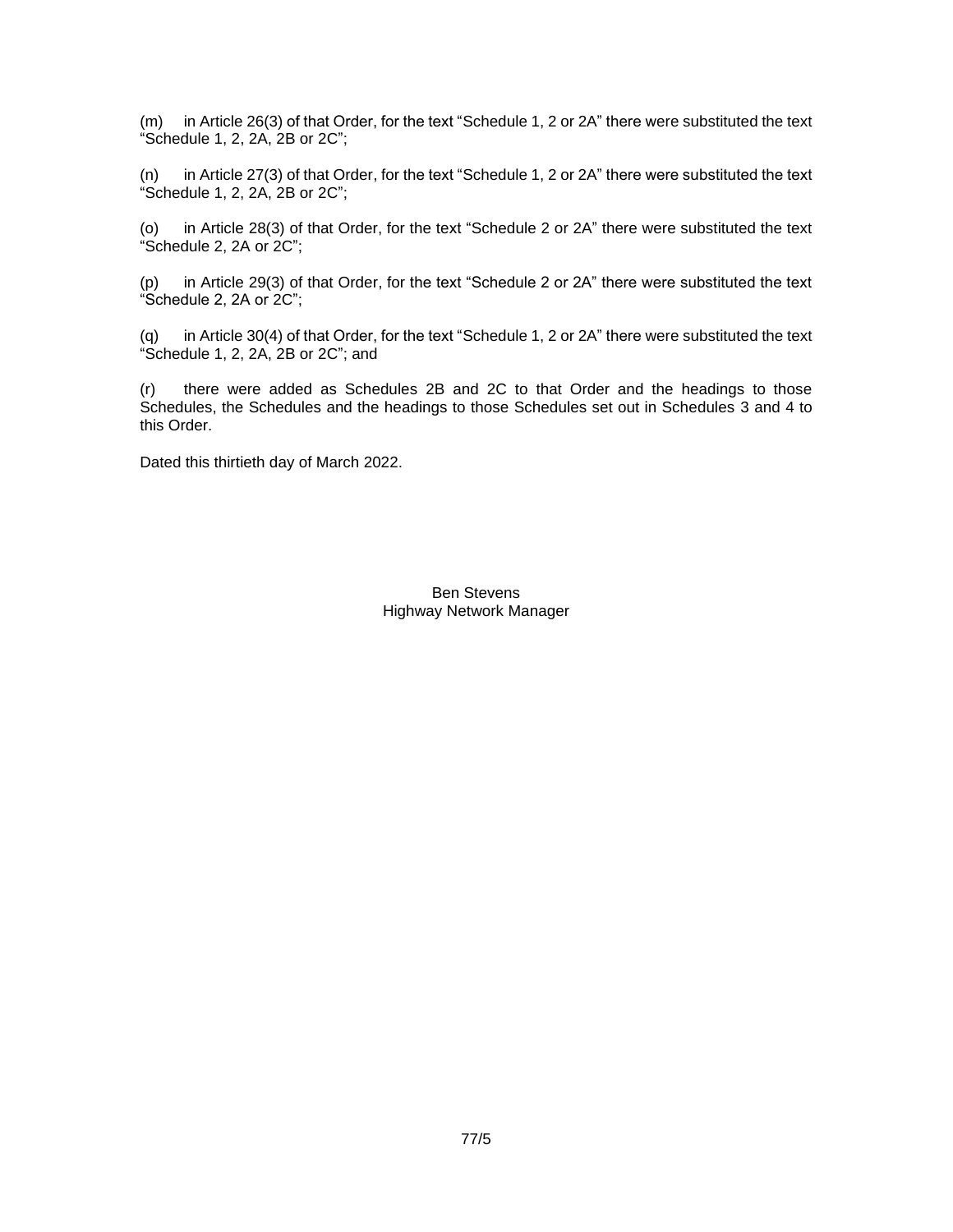(m) in Article 26(3) of that Order, for the text "Schedule 1, 2 or 2A" there were substituted the text "Schedule 1, 2, 2A, 2B or 2C";

(n) in Article 27(3) of that Order, for the text "Schedule 1, 2 or 2A" there were substituted the text "Schedule 1, 2, 2A, 2B or 2C";

(o) in Article 28(3) of that Order, for the text "Schedule 2 or 2A" there were substituted the text "Schedule 2, 2A or 2C";

(p) in Article 29(3) of that Order, for the text "Schedule 2 or 2A" there were substituted the text "Schedule 2, 2A or 2C";

(q) in Article 30(4) of that Order, for the text "Schedule 1, 2 or 2A" there were substituted the text "Schedule 1, 2, 2A, 2B or 2C"; and

(r) there were added as Schedules 2B and 2C to that Order and the headings to those Schedules, the Schedules and the headings to those Schedules set out in Schedules 3 and 4 to this Order.

Dated this thirtieth day of March 2022.

Ben Stevens
Highway Network Manager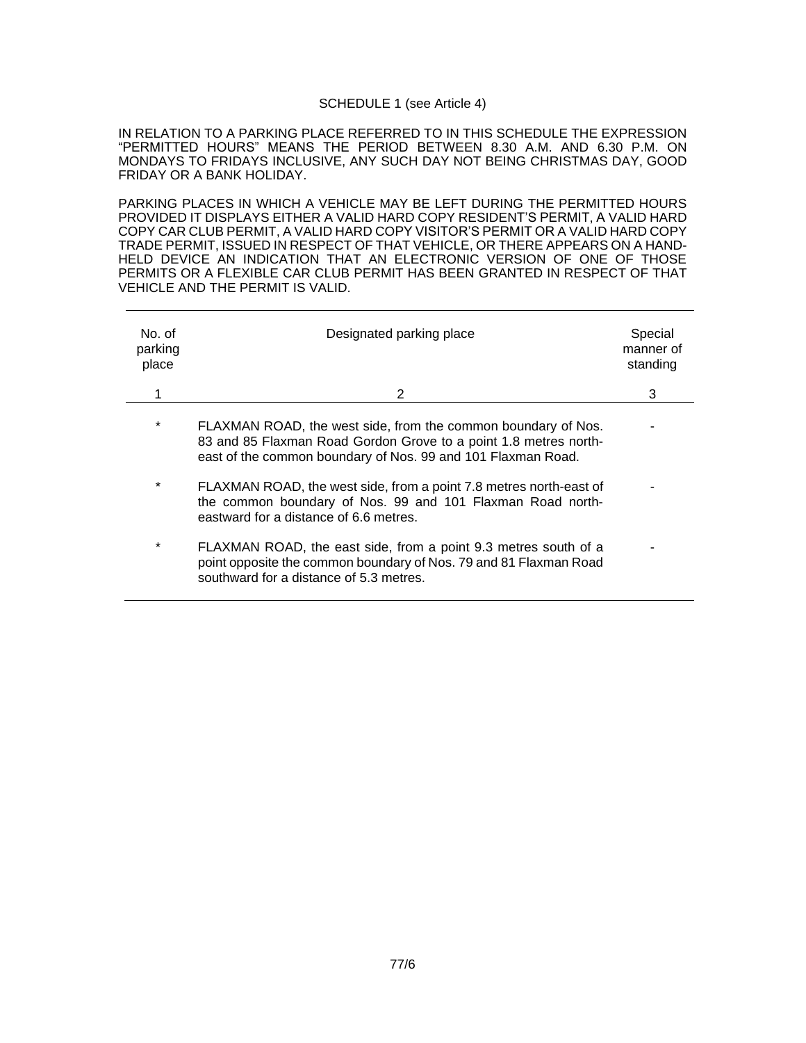SCHEDULE 1 (see Article 4)

IN RELATION TO A PARKING PLACE REFERRED TO IN THIS SCHEDULE THE EXPRESSION "PERMITTED HOURS" MEANS THE PERIOD BETWEEN 8.30 A.M. AND 6.30 P.M. ON MONDAYS TO FRIDAYS INCLUSIVE, ANY SUCH DAY NOT BEING CHRISTMAS DAY, GOOD FRIDAY OR A BANK HOLIDAY.

PARKING PLACES IN WHICH A VEHICLE MAY BE LEFT DURING THE PERMITTED HOURS PROVIDED IT DISPLAYS EITHER A VALID HARD COPY RESIDENT'S PERMIT, A VALID HARD COPY CAR CLUB PERMIT, A VALID HARD COPY VISITOR'S PERMIT OR A VALID HARD COPY TRADE PERMIT, ISSUED IN RESPECT OF THAT VEHICLE, OR THERE APPEARS ON A HAND-HELD DEVICE AN INDICATION THAT AN ELECTRONIC VERSION OF ONE OF THOSE PERMITS OR A FLEXIBLE CAR CLUB PERMIT HAS BEEN GRANTED IN RESPECT OF THAT VEHICLE AND THE PERMIT IS VALID.

| No. of parking place | Designated parking place | Special manner of standing |
|---|---|---|
| 1 | 2 | 3 |
| * | FLAXMAN ROAD, the west side, from the common boundary of Nos. 83 and 85 Flaxman Road Gordon Grove to a point 1.8 metres north-east of the common boundary of Nos. 99 and 101 Flaxman Road. | - |
| * | FLAXMAN ROAD, the west side, from a point 7.8 metres north-east of the common boundary of Nos. 99 and 101 Flaxman Road north-eastward for a distance of 6.6 metres. | - |
| * | FLAXMAN ROAD, the east side, from a point 9.3 metres south of a point opposite the common boundary of Nos. 79 and 81 Flaxman Road southward for a distance of 5.3 metres. | - |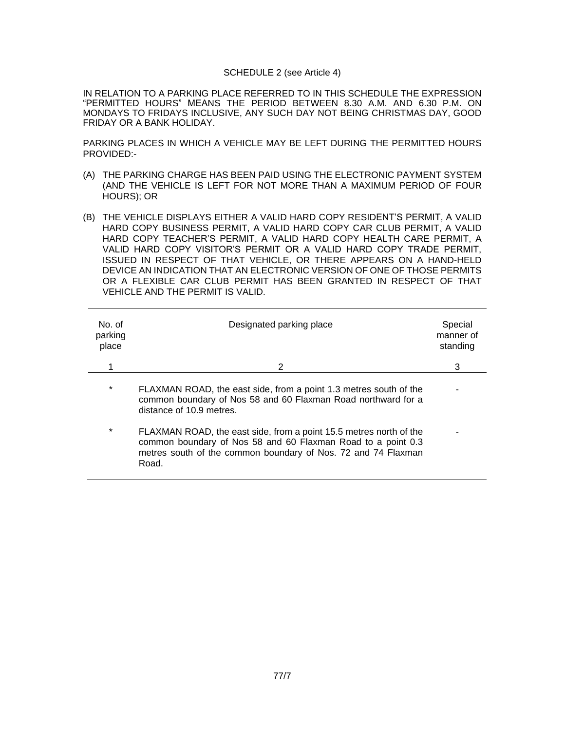SCHEDULE 2 (see Article 4)

IN RELATION TO A PARKING PLACE REFERRED TO IN THIS SCHEDULE THE EXPRESSION "PERMITTED HOURS" MEANS THE PERIOD BETWEEN 8.30 A.M. AND 6.30 P.M. ON MONDAYS TO FRIDAYS INCLUSIVE, ANY SUCH DAY NOT BEING CHRISTMAS DAY, GOOD FRIDAY OR A BANK HOLIDAY.

PARKING PLACES IN WHICH A VEHICLE MAY BE LEFT DURING THE PERMITTED HOURS PROVIDED:-

(A) THE PARKING CHARGE HAS BEEN PAID USING THE ELECTRONIC PAYMENT SYSTEM (AND THE VEHICLE IS LEFT FOR NOT MORE THAN A MAXIMUM PERIOD OF FOUR HOURS); OR

(B) THE VEHICLE DISPLAYS EITHER A VALID HARD COPY RESIDENT'S PERMIT, A VALID HARD COPY BUSINESS PERMIT, A VALID HARD COPY CAR CLUB PERMIT, A VALID HARD COPY TEACHER'S PERMIT, A VALID HARD COPY HEALTH CARE PERMIT, A VALID HARD COPY VISITOR'S PERMIT OR A VALID HARD COPY TRADE PERMIT, ISSUED IN RESPECT OF THAT VEHICLE, OR THERE APPEARS ON A HAND-HELD DEVICE AN INDICATION THAT AN ELECTRONIC VERSION OF ONE OF THOSE PERMITS OR A FLEXIBLE CAR CLUB PERMIT HAS BEEN GRANTED IN RESPECT OF THAT VEHICLE AND THE PERMIT IS VALID.

| No. of parking place | Designated parking place | Special manner of standing |
|---|---|---|
| 1 | 2 | 3 |
| * | FLAXMAN ROAD, the east side, from a point 1.3 metres south of the common boundary of Nos 58 and 60 Flaxman Road northward for a distance of 10.9 metres. | - |
| * | FLAXMAN ROAD, the east side, from a point 15.5 metres north of the common boundary of Nos 58 and 60 Flaxman Road to a point 0.3 metres south of the common boundary of Nos. 72 and 74 Flaxman Road. | - |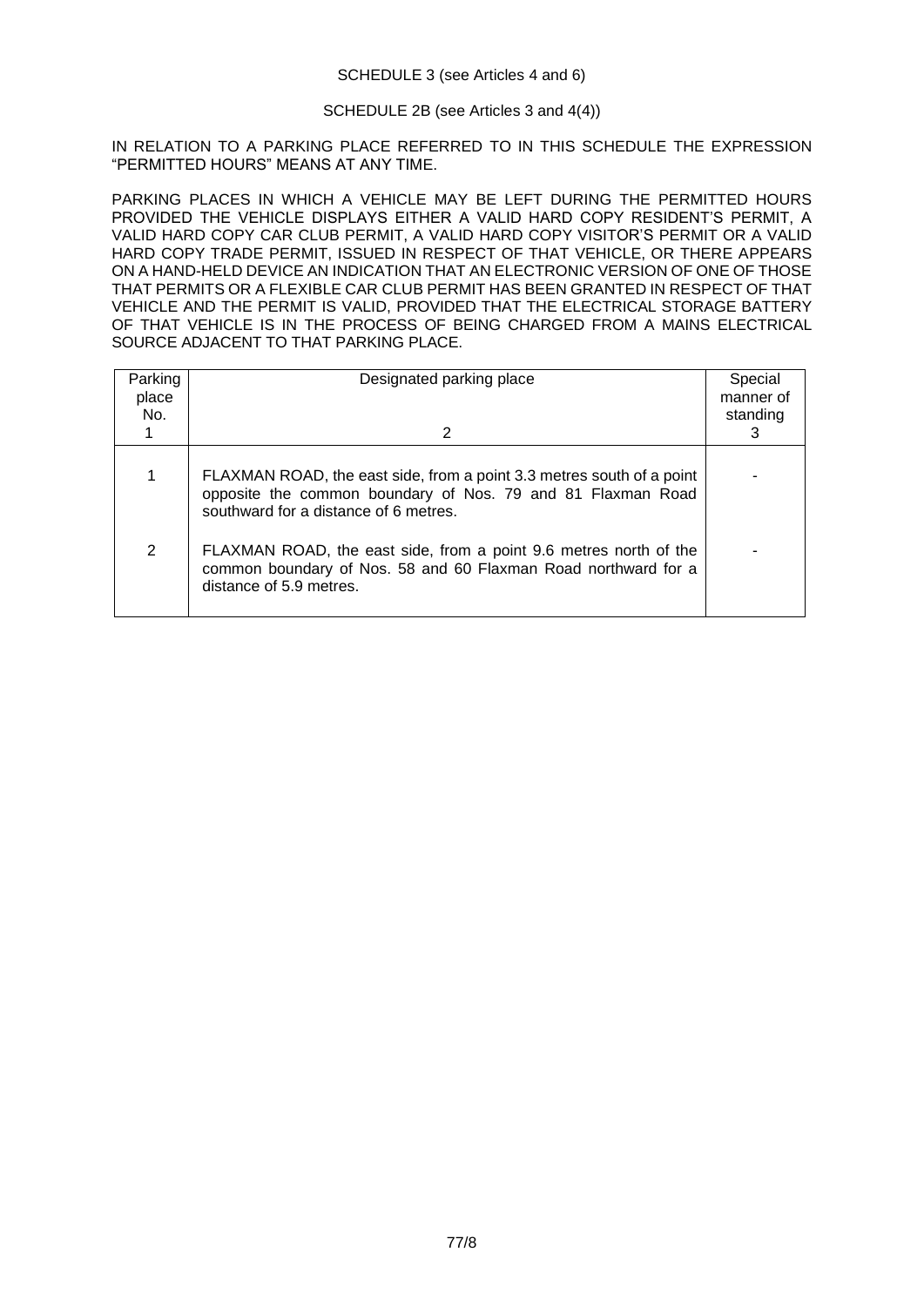SCHEDULE 3 (see Articles 4 and 6)

SCHEDULE 2B (see Articles 3 and 4(4))

IN RELATION TO A PARKING PLACE REFERRED TO IN THIS SCHEDULE THE EXPRESSION "PERMITTED HOURS" MEANS AT ANY TIME.

PARKING PLACES IN WHICH A VEHICLE MAY BE LEFT DURING THE PERMITTED HOURS PROVIDED THE VEHICLE DISPLAYS EITHER A VALID HARD COPY RESIDENT'S PERMIT, A VALID HARD COPY CAR CLUB PERMIT, A VALID HARD COPY VISITOR'S PERMIT OR A VALID HARD COPY TRADE PERMIT, ISSUED IN RESPECT OF THAT VEHICLE, OR THERE APPEARS ON A HAND-HELD DEVICE AN INDICATION THAT AN ELECTRONIC VERSION OF ONE OF THOSE THAT PERMITS OR A FLEXIBLE CAR CLUB PERMIT HAS BEEN GRANTED IN RESPECT OF THAT VEHICLE AND THE PERMIT IS VALID, PROVIDED THAT THE ELECTRICAL STORAGE BATTERY OF THAT VEHICLE IS IN THE PROCESS OF BEING CHARGED FROM A MAINS ELECTRICAL SOURCE ADJACENT TO THAT PARKING PLACE.

| Parking place No. 1 | Designated parking place 2 | Special manner of standing 3 |
|---|---|---|
| 1 | FLAXMAN ROAD, the east side, from a point 3.3 metres south of a point opposite the common boundary of Nos. 79 and 81 Flaxman Road southward for a distance of 6 metres. | - |
| 2 | FLAXMAN ROAD, the east side, from a point 9.6 metres north of the common boundary of Nos. 58 and 60 Flaxman Road northward for a distance of 5.9 metres. | - |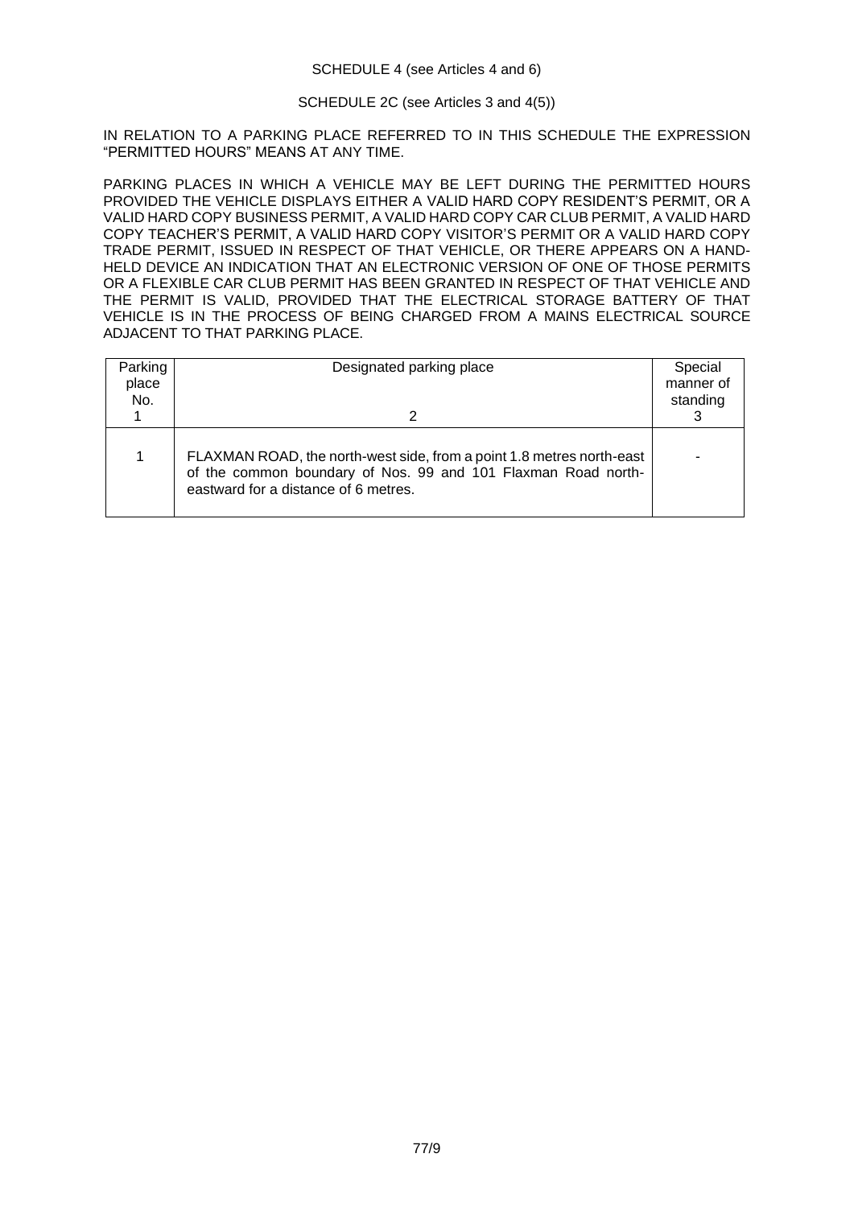SCHEDULE 4 (see Articles 4 and 6)

SCHEDULE 2C (see Articles 3 and 4(5))

IN RELATION TO A PARKING PLACE REFERRED TO IN THIS SCHEDULE THE EXPRESSION "PERMITTED HOURS" MEANS AT ANY TIME.

PARKING PLACES IN WHICH A VEHICLE MAY BE LEFT DURING THE PERMITTED HOURS PROVIDED THE VEHICLE DISPLAYS EITHER A VALID HARD COPY RESIDENT'S PERMIT, OR A VALID HARD COPY BUSINESS PERMIT, A VALID HARD COPY CAR CLUB PERMIT, A VALID HARD COPY TEACHER'S PERMIT, A VALID HARD COPY VISITOR'S PERMIT OR A VALID HARD COPY TRADE PERMIT, ISSUED IN RESPECT OF THAT VEHICLE, OR THERE APPEARS ON A HAND-HELD DEVICE AN INDICATION THAT AN ELECTRONIC VERSION OF ONE OF THOSE PERMITS OR A FLEXIBLE CAR CLUB PERMIT HAS BEEN GRANTED IN RESPECT OF THAT VEHICLE AND THE PERMIT IS VALID, PROVIDED THAT THE ELECTRICAL STORAGE BATTERY OF THAT VEHICLE IS IN THE PROCESS OF BEING CHARGED FROM A MAINS ELECTRICAL SOURCE ADJACENT TO THAT PARKING PLACE.

| Parking place No. 1 | Designated parking place 2 | Special manner of standing 3 |
|---|---|---|
| 1 | FLAXMAN ROAD, the north-west side, from a point 1.8 metres north-east of the common boundary of Nos. 99 and 101 Flaxman Road north-eastward for a distance of 6 metres. | - |